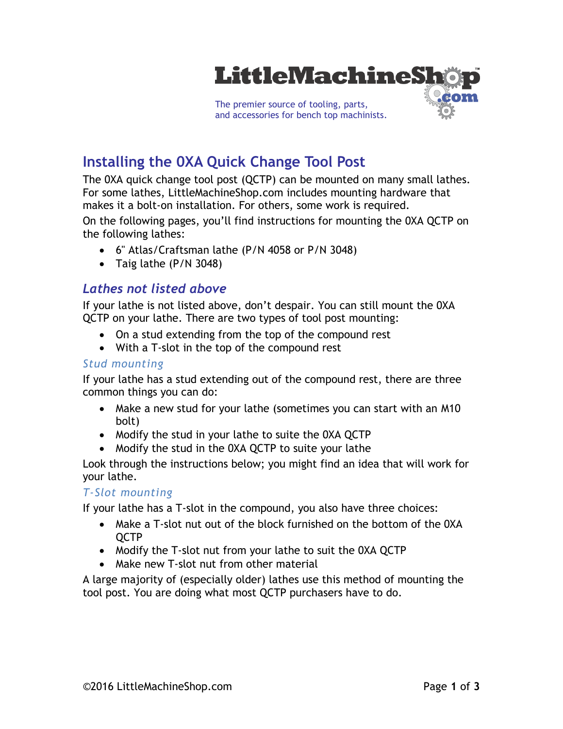LittleMachineShop.com

The premier source of tooling, parts, and accessories for bench top machinists.

# Installing the 0XA Quick Change Tool Post

The 0XA quick change tool post (QCTP) can be mounted on many small lathes. For some lathes, LittleMachineShop.com includes mounting hardware that makes it a bolt-on installation. For others, some work is required.

On the following pages, you'll find instructions for mounting the 0XA QCTP on the following lathes:

- 6" Atlas/Craftsman lathe (P/N 4058 or P/N 3048)
- Taig lathe (P/N 3048)

## *Lathes not listed above*

If your lathe is not listed above, don't despair. You can still mount the 0XA QCTP on your lathe. There are two types of tool post mounting:

- On a stud extending from the top of the compound rest
- With a T-slot in the top of the compound rest

### *Stud mounting*

If your lathe has a stud extending out of the compound rest, there are three common things you can do:

- Make a new stud for your lathe (sometimes you can start with an M10 bolt)
- Modify the stud in your lathe to suite the 0XA QCTP
- Modify the stud in the 0XA QCTP to suite your lathe

Look through the instructions below; you might find an idea that will work for your lathe.

### *T-Slot mounting*

If your lathe has a T-slot in the compound, you also have three choices:

- Make a T-slot nut out of the block furnished on the bottom of the 0XA QCTP
- Modify the T-slot nut from your lathe to suit the 0XA QCTP
- Make new T-slot nut from other material

A large majority of (especially older) lathes use this method of mounting the tool post. You are doing what most QCTP purchasers have to do.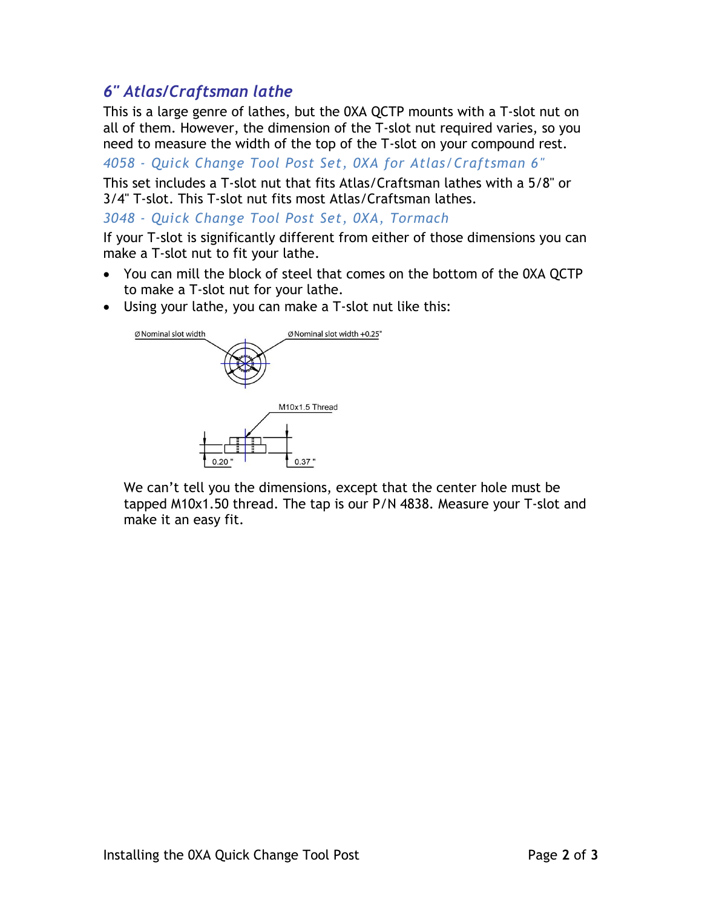## *6" Atlas/Craftsman lathe*

This is a large genre of lathes, but the 0XA QCTP mounts with a T-slot nut on all of them. However, the dimension of the T-slot nut required varies, so you need to measure the width of the top of the T-slot on your compound rest.

*4058 - Quick Change Tool Post Set, 0XA for Atlas/Craftsman 6"*

This set includes a T-slot nut that fits Atlas/Craftsman lathes with a 5/8" or 3/4" T-slot. This T-slot nut fits most Atlas/Craftsman lathes.

*3048 - Quick Change Tool Post Set, 0XA, Tormach*

If your T-slot is significantly different from either of those dimensions you can make a T-slot nut to fit your lathe.

- You can mill the block of steel that comes on the bottom of the 0XA QCTP to make a T-slot nut for your lathe.
- Using your lathe, you can make a T-slot nut like this:

Ø Nominal slot width

Ø Nominal slot width +0.25"

M10x1.5 Thread

0.20"

0.37"

We can't tell you the dimensions, except that the center hole must be tapped M10x1.50 thread. The tap is our P/N 4838. Measure your T-slot and make it an easy fit.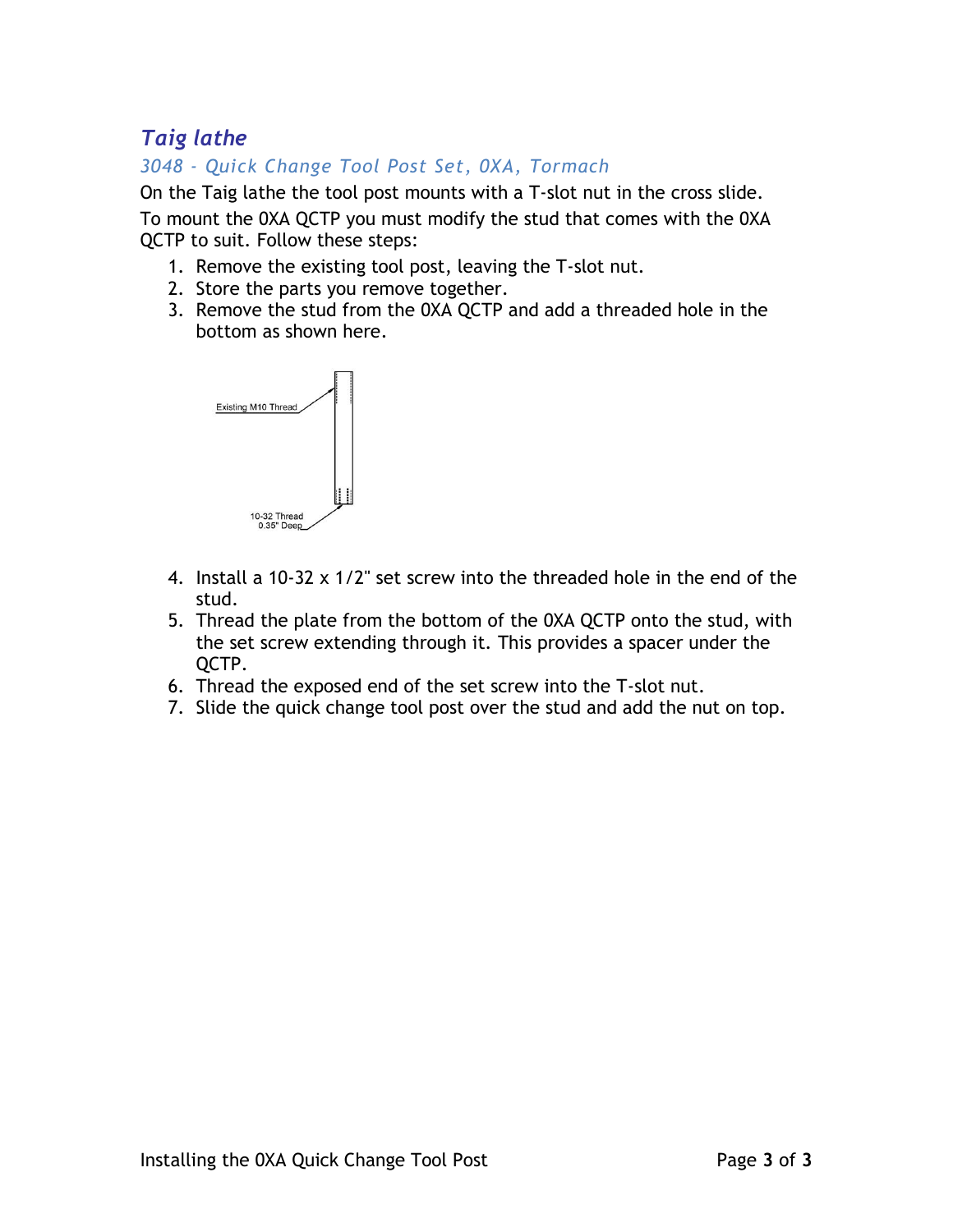## *Taig lathe*

### *3048 - Quick Change Tool Post Set, 0XA, Tormach*

On the Taig lathe the tool post mounts with a T-slot nut in the cross slide.

To mount the 0XA QCTP you must modify the stud that comes with the 0XA QCTP to suit. Follow these steps:

1. Remove the existing tool post, leaving the T-slot nut.
2. Store the parts you remove together.
3. Remove the stud from the 0XA QCTP and add a threaded hole in the bottom as shown here.

Existing M10 Thread

10-32 Thread
0.35" Deep

4. Install a 10-32 x 1/2" set screw into the threaded hole in the end of the stud.
5. Thread the plate from the bottom of the 0XA QCTP onto the stud, with the set screw extending through it. This provides a spacer under the QCTP.
6. Thread the exposed end of the set screw into the T-slot nut.
7. Slide the quick change tool post over the stud and add the nut on top.